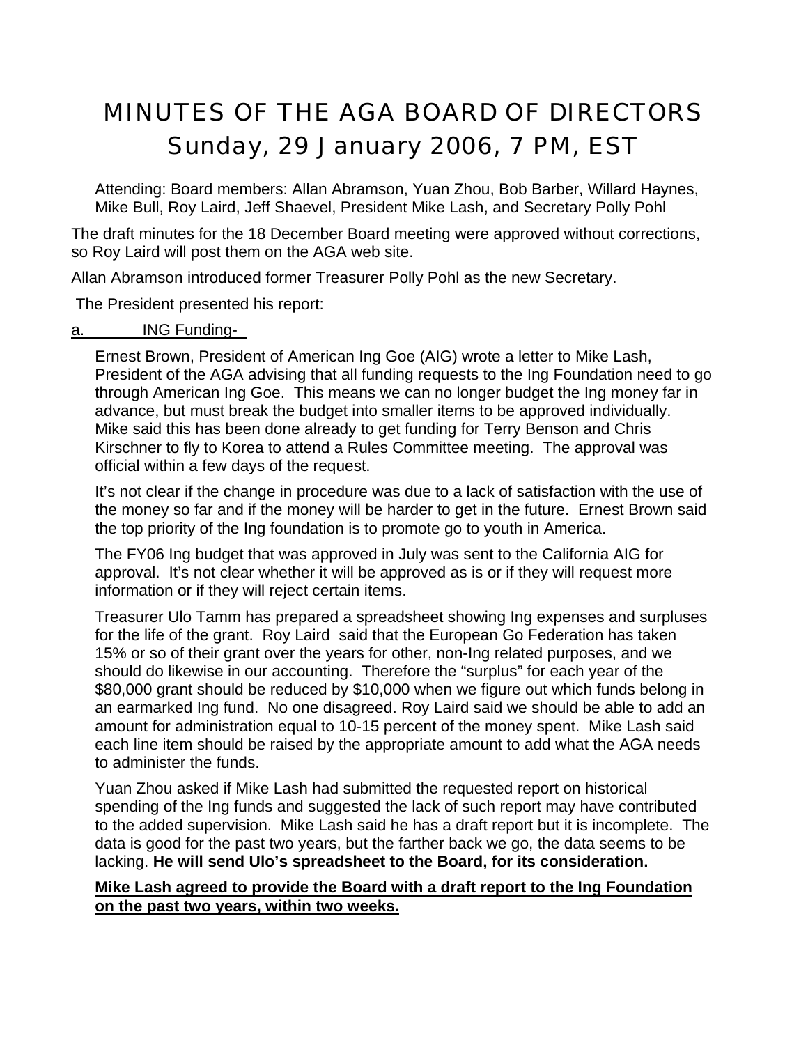# MINUTES OF THE AGA BOARD OF DIRECTORS
# Sunday, 29 January 2006, 7 PM, EST

Attending: Board members: Allan Abramson, Yuan Zhou, Bob Barber, Willard Haynes, Mike Bull, Roy Laird, Jeff Shaevel, President Mike Lash, and Secretary Polly Pohl

The draft minutes for the 18 December Board meeting were approved without corrections, so Roy Laird will post them on the AGA web site.

Allan Abramson introduced former Treasurer Polly Pohl as the new Secretary.

The President presented his report:

<u>a. ING Funding-</u>

Ernest Brown, President of American Ing Goe (AIG) wrote a letter to Mike Lash, President of the AGA advising that all funding requests to the Ing Foundation need to go through American Ing Goe. This means we can no longer budget the Ing money far in advance, but must break the budget into smaller items to be approved individually. Mike said this has been done already to get funding for Terry Benson and Chris Kirschner to fly to Korea to attend a Rules Committee meeting. The approval was official within a few days of the request.

It's not clear if the change in procedure was due to a lack of satisfaction with the use of the money so far and if the money will be harder to get in the future. Ernest Brown said the top priority of the Ing foundation is to promote go to youth in America.

The FY06 Ing budget that was approved in July was sent to the California AIG for approval. It's not clear whether it will be approved as is or if they will request more information or if they will reject certain items.

Treasurer Ulo Tamm has prepared a spreadsheet showing Ing expenses and surpluses for the life of the grant. Roy Laird said that the European Go Federation has taken 15% or so of their grant over the years for other, non-Ing related purposes, and we should do likewise in our accounting. Therefore the "surplus" for each year of the \$80,000 grant should be reduced by \$10,000 when we figure out which funds belong in an earmarked Ing fund. No one disagreed. Roy Laird said we should be able to add an amount for administration equal to 10-15 percent of the money spent. Mike Lash said each line item should be raised by the appropriate amount to add what the AGA needs to administer the funds.

Yuan Zhou asked if Mike Lash had submitted the requested report on historical spending of the Ing funds and suggested the lack of such report may have contributed to the added supervision. Mike Lash said he has a draft report but it is incomplete. The data is good for the past two years, but the farther back we go, the data seems to be lacking. **He will send Ulo's spreadsheet to the Board, for its consideration.**

**<u>Mike Lash agreed to provide the Board with a draft report to the Ing Foundation on the past two years, within two weeks.</u>**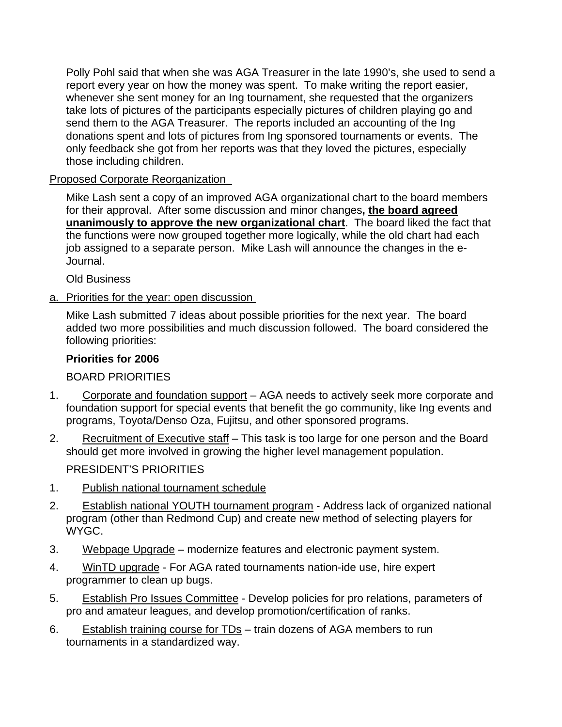Polly Pohl said that when she was AGA Treasurer in the late 1990's, she used to send a report every year on how the money was spent. To make writing the report easier, whenever she sent money for an Ing tournament, she requested that the organizers take lots of pictures of the participants especially pictures of children playing go and send them to the AGA Treasurer. The reports included an accounting of the Ing donations spent and lots of pictures from Ing sponsored tournaments or events. The only feedback she got from her reports was that they loved the pictures, especially those including children.

Proposed Corporate Reorganization

Mike Lash sent a copy of an improved AGA organizational chart to the board members for their approval. After some discussion and minor changes**, the board agreed unanimously to approve the new organizational chart**. The board liked the fact that the functions were now grouped together more logically, while the old chart had each job assigned to a separate person. Mike Lash will announce the changes in the e-Journal.

Old Business

a. Priorities for the year: open discussion

Mike Lash submitted 7 ideas about possible priorities for the next year. The board added two more possibilities and much discussion followed. The board considered the following priorities:

**Priorities for 2006**

BOARD PRIORITIES

1. Corporate and foundation support – AGA needs to actively seek more corporate and foundation support for special events that benefit the go community, like Ing events and programs, Toyota/Denso Oza, Fujitsu, and other sponsored programs.
2. Recruitment of Executive staff – This task is too large for one person and the Board should get more involved in growing the higher level management population.

PRESIDENT'S PRIORITIES

1. Publish national tournament schedule
2. Establish national YOUTH tournament program - Address lack of organized national program (other than Redmond Cup) and create new method of selecting players for WYGC.
3. Webpage Upgrade – modernize features and electronic payment system.
4. WinTD upgrade - For AGA rated tournaments nation-ide use, hire expert programmer to clean up bugs.
5. Establish Pro Issues Committee - Develop policies for pro relations, parameters of pro and amateur leagues, and develop promotion/certification of ranks.
6. Establish training course for TDs – train dozens of AGA members to run tournaments in a standardized way.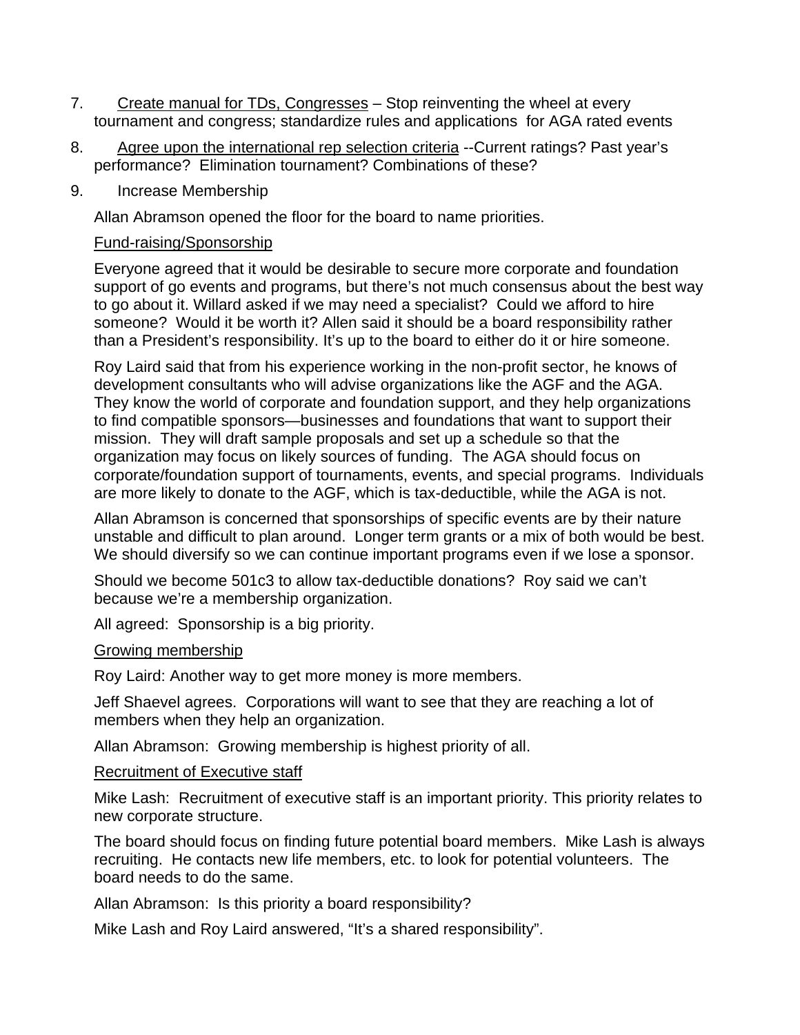7. <u>Create manual for TDs, Congresses</u> – Stop reinventing the wheel at every tournament and congress; standardize rules and applications for AGA rated events

8. <u>Agree upon the international rep selection criteria</u> --Current ratings? Past year's performance? Elimination tournament? Combinations of these?

9. Increase Membership

Allan Abramson opened the floor for the board to name priorities.

<u>Fund-raising/Sponsorship</u>

Everyone agreed that it would be desirable to secure more corporate and foundation support of go events and programs, but there's not much consensus about the best way to go about it. Willard asked if we may need a specialist? Could we afford to hire someone? Would it be worth it? Allen said it should be a board responsibility rather than a President's responsibility. It's up to the board to either do it or hire someone.

Roy Laird said that from his experience working in the non-profit sector, he knows of development consultants who will advise organizations like the AGF and the AGA. They know the world of corporate and foundation support, and they help organizations to find compatible sponsors—businesses and foundations that want to support their mission. They will draft sample proposals and set up a schedule so that the organization may focus on likely sources of funding. The AGA should focus on corporate/foundation support of tournaments, events, and special programs. Individuals are more likely to donate to the AGF, which is tax-deductible, while the AGA is not.

Allan Abramson is concerned that sponsorships of specific events are by their nature unstable and difficult to plan around. Longer term grants or a mix of both would be best. We should diversify so we can continue important programs even if we lose a sponsor.

Should we become 501c3 to allow tax-deductible donations? Roy said we can't because we're a membership organization.

All agreed: Sponsorship is a big priority.

<u>Growing membership</u>

Roy Laird: Another way to get more money is more members.

Jeff Shaevel agrees. Corporations will want to see that they are reaching a lot of members when they help an organization.

Allan Abramson: Growing membership is highest priority of all.

<u>Recruitment of Executive staff</u>

Mike Lash: Recruitment of executive staff is an important priority. This priority relates to new corporate structure.

The board should focus on finding future potential board members. Mike Lash is always recruiting. He contacts new life members, etc. to look for potential volunteers. The board needs to do the same.

Allan Abramson: Is this priority a board responsibility?

Mike Lash and Roy Laird answered, "It's a shared responsibility".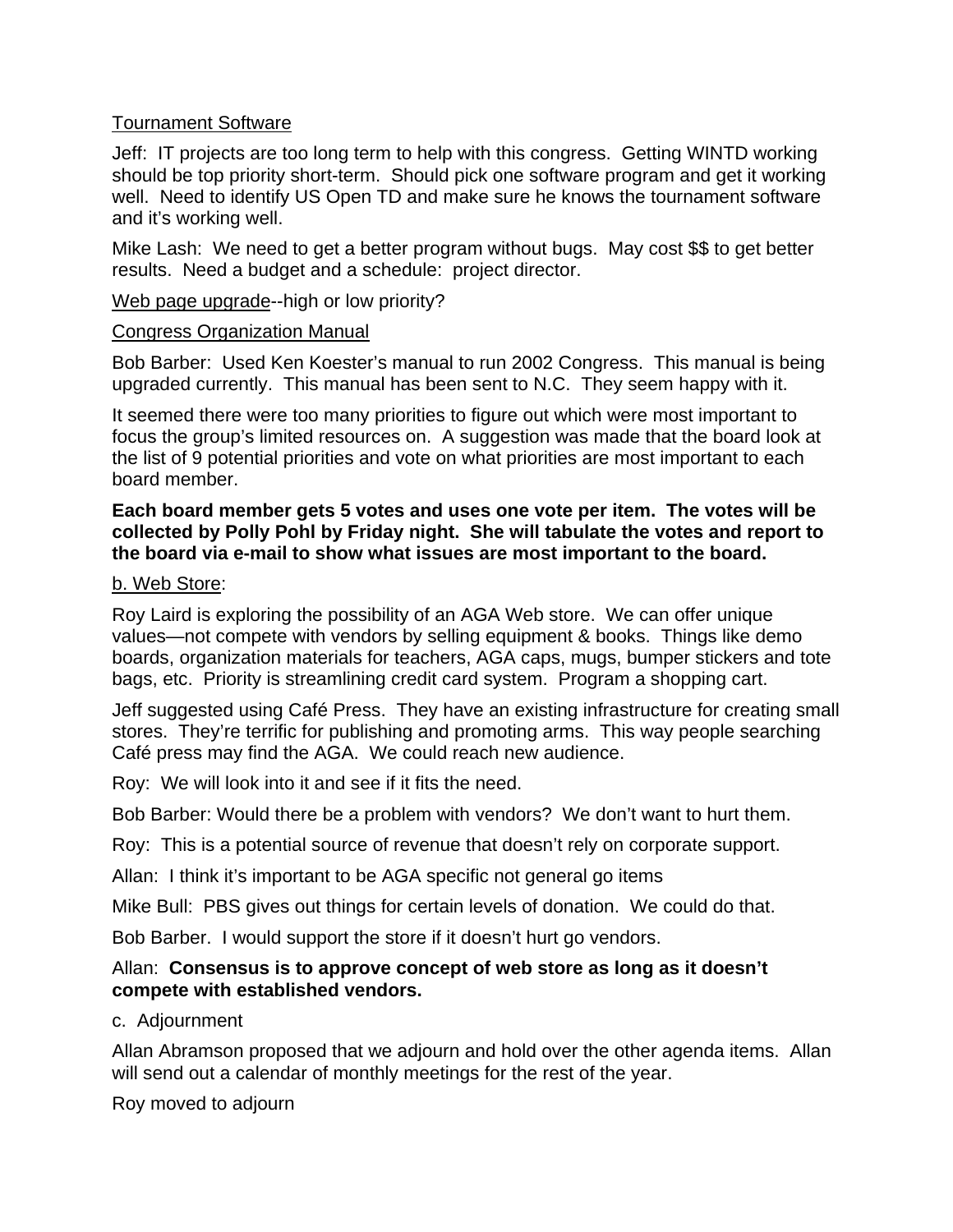<u>Tournament Software</u>

Jeff: IT projects are too long term to help with this congress. Getting WINTD working should be top priority short-term. Should pick one software program and get it working well. Need to identify US Open TD and make sure he knows the tournament software and it's working well.

Mike Lash: We need to get a better program without bugs. May cost $$ to get better results. Need a budget and a schedule: project director.

<u>Web page upgrade</u>--high or low priority?

<u>Congress Organization Manual</u>

Bob Barber: Used Ken Koester's manual to run 2002 Congress. This manual is being upgraded currently. This manual has been sent to N.C. They seem happy with it.

It seemed there were too many priorities to figure out which were most important to focus the group's limited resources on. A suggestion was made that the board look at the list of 9 potential priorities and vote on what priorities are most important to each board member.

**Each board member gets 5 votes and uses one vote per item. The votes will be collected by Polly Pohl by Friday night. She will tabulate the votes and report to the board via e-mail to show what issues are most important to the board.**

<u>b. Web Store</u>:

Roy Laird is exploring the possibility of an AGA Web store. We can offer unique values—not compete with vendors by selling equipment & books. Things like demo boards, organization materials for teachers, AGA caps, mugs, bumper stickers and tote bags, etc. Priority is streamlining credit card system. Program a shopping cart.

Jeff suggested using Café Press. They have an existing infrastructure for creating small stores. They're terrific for publishing and promoting arms. This way people searching Café press may find the AGA. We could reach new audience.

Roy: We will look into it and see if it fits the need.

Bob Barber: Would there be a problem with vendors? We don't want to hurt them.

Roy: This is a potential source of revenue that doesn't rely on corporate support.

Allan: I think it's important to be AGA specific not general go items

Mike Bull: PBS gives out things for certain levels of donation. We could do that.

Bob Barber. I would support the store if it doesn't hurt go vendors.

Allan: **Consensus is to approve concept of web store as long as it doesn't compete with established vendors.**

c. Adjournment

Allan Abramson proposed that we adjourn and hold over the other agenda items. Allan will send out a calendar of monthly meetings for the rest of the year.

Roy moved to adjourn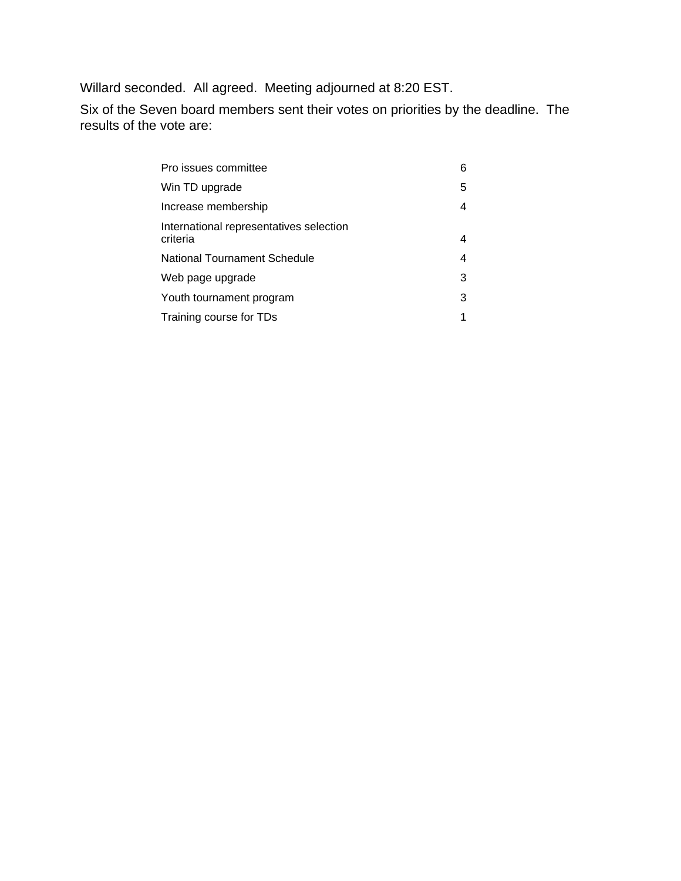Willard seconded.  All agreed.  Meeting adjourned at 8:20 EST.

Six of the Seven board members sent their votes on priorities by the deadline.  The results of the vote are:

| | |
|---|---|
| Pro issues committee | 6 |
| Win TD upgrade | 5 |
| Increase membership | 4 |
| International representatives selection criteria | 4 |
| National Tournament Schedule | 4 |
| Web page upgrade | 3 |
| Youth tournament program | 3 |
| Training course for TDs | 1 |